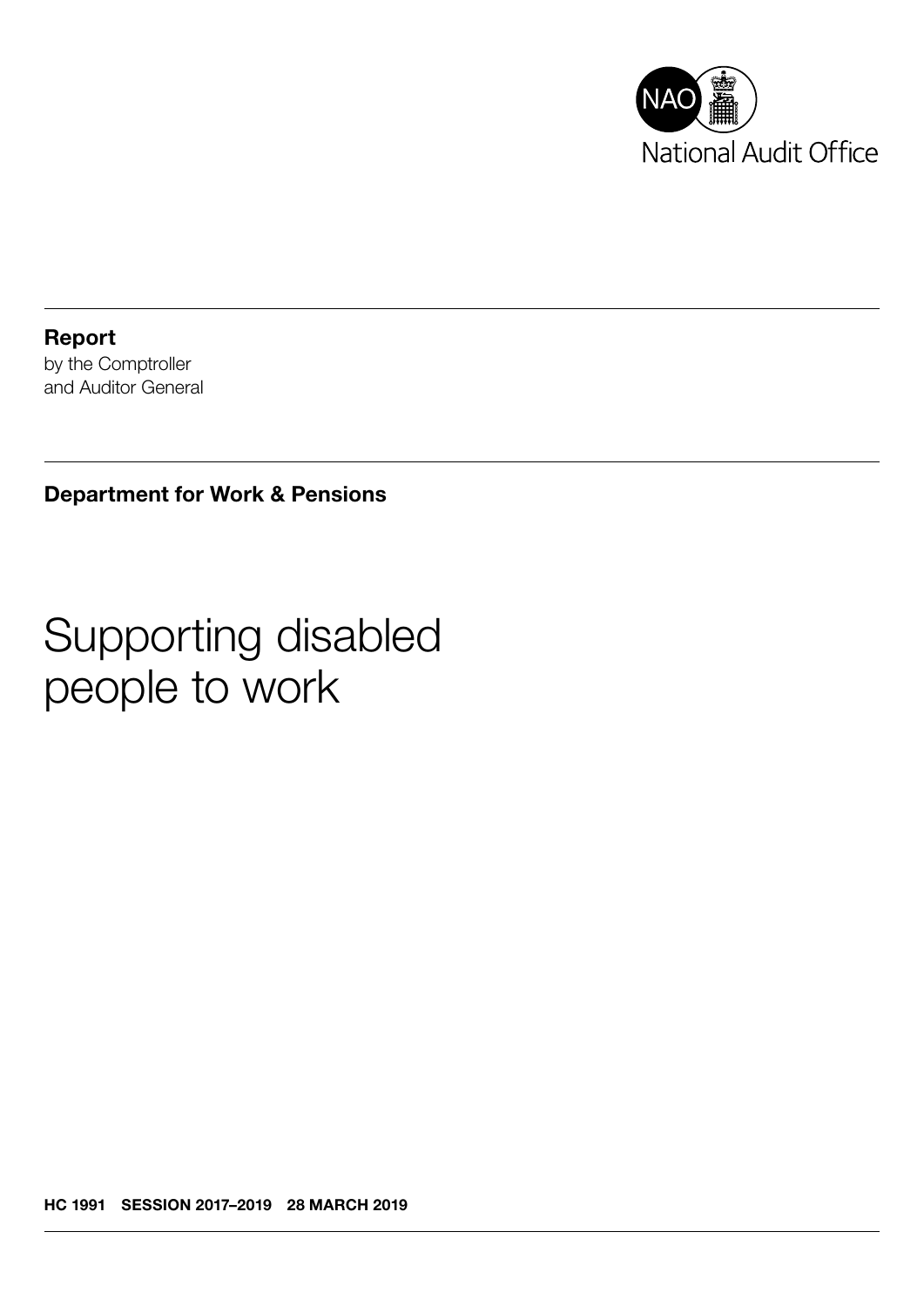NAO National Audit Office

**Report**
by the Comptroller
and Auditor General

**Department for Work & Pensions**

# Supporting disabled people to work

**HC 1991 SESSION 2017–2019 28 MARCH 2019**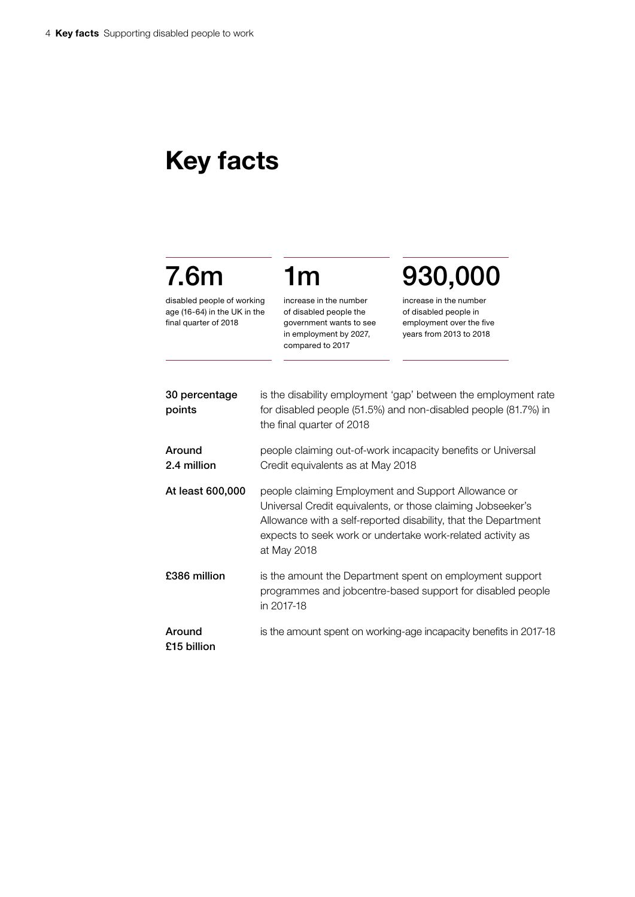# Key facts

**7.6m**

disabled people of working age (16-64) in the UK in the final quarter of 2018

**1m**

increase in the number of disabled people the government wants to see in employment by 2027, compared to 2017

**930,000**

increase in the number of disabled people in employment over the five years from 2013 to 2018

**30 percentage points** is the disability employment 'gap' between the employment rate for disabled people (51.5%) and non-disabled people (81.7%) in the final quarter of 2018

**Around 2.4 million** people claiming out-of-work incapacity benefits or Universal Credit equivalents as at May 2018

**At least 600,000** people claiming Employment and Support Allowance or Universal Credit equivalents, or those claiming Jobseeker's Allowance with a self-reported disability, that the Department expects to seek work or undertake work-related activity as at May 2018

**£386 million** is the amount the Department spent on employment support programmes and jobcentre-based support for disabled people in 2017-18

**Around £15 billion** is the amount spent on working-age incapacity benefits in 2017-18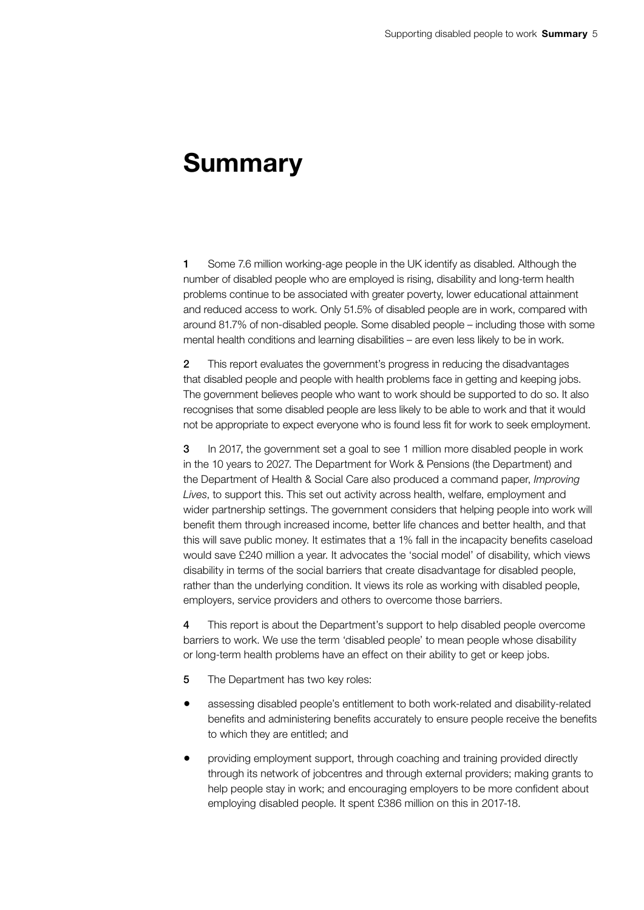# Summary

**1** Some 7.6 million working-age people in the UK identify as disabled. Although the number of disabled people who are employed is rising, disability and long-term health problems continue to be associated with greater poverty, lower educational attainment and reduced access to work. Only 51.5% of disabled people are in work, compared with around 81.7% of non-disabled people. Some disabled people – including those with some mental health conditions and learning disabilities – are even less likely to be in work.

**2** This report evaluates the government's progress in reducing the disadvantages that disabled people and people with health problems face in getting and keeping jobs. The government believes people who want to work should be supported to do so. It also recognises that some disabled people are less likely to be able to work and that it would not be appropriate to expect everyone who is found less fit for work to seek employment.

**3** In 2017, the government set a goal to see 1 million more disabled people in work in the 10 years to 2027. The Department for Work & Pensions (the Department) and the Department of Health & Social Care also produced a command paper, *Improving Lives*, to support this. This set out activity across health, welfare, employment and wider partnership settings. The government considers that helping people into work will benefit them through increased income, better life chances and better health, and that this will save public money. It estimates that a 1% fall in the incapacity benefits caseload would save £240 million a year. It advocates the 'social model' of disability, which views disability in terms of the social barriers that create disadvantage for disabled people, rather than the underlying condition. It views its role as working with disabled people, employers, service providers and others to overcome those barriers.

**4** This report is about the Department's support to help disabled people overcome barriers to work. We use the term 'disabled people' to mean people whose disability or long-term health problems have an effect on their ability to get or keep jobs.

**5** The Department has two key roles:

- assessing disabled people's entitlement to both work-related and disability-related benefits and administering benefits accurately to ensure people receive the benefits to which they are entitled; and
- providing employment support, through coaching and training provided directly through its network of jobcentres and through external providers; making grants to help people stay in work; and encouraging employers to be more confident about employing disabled people. It spent £386 million on this in 2017-18.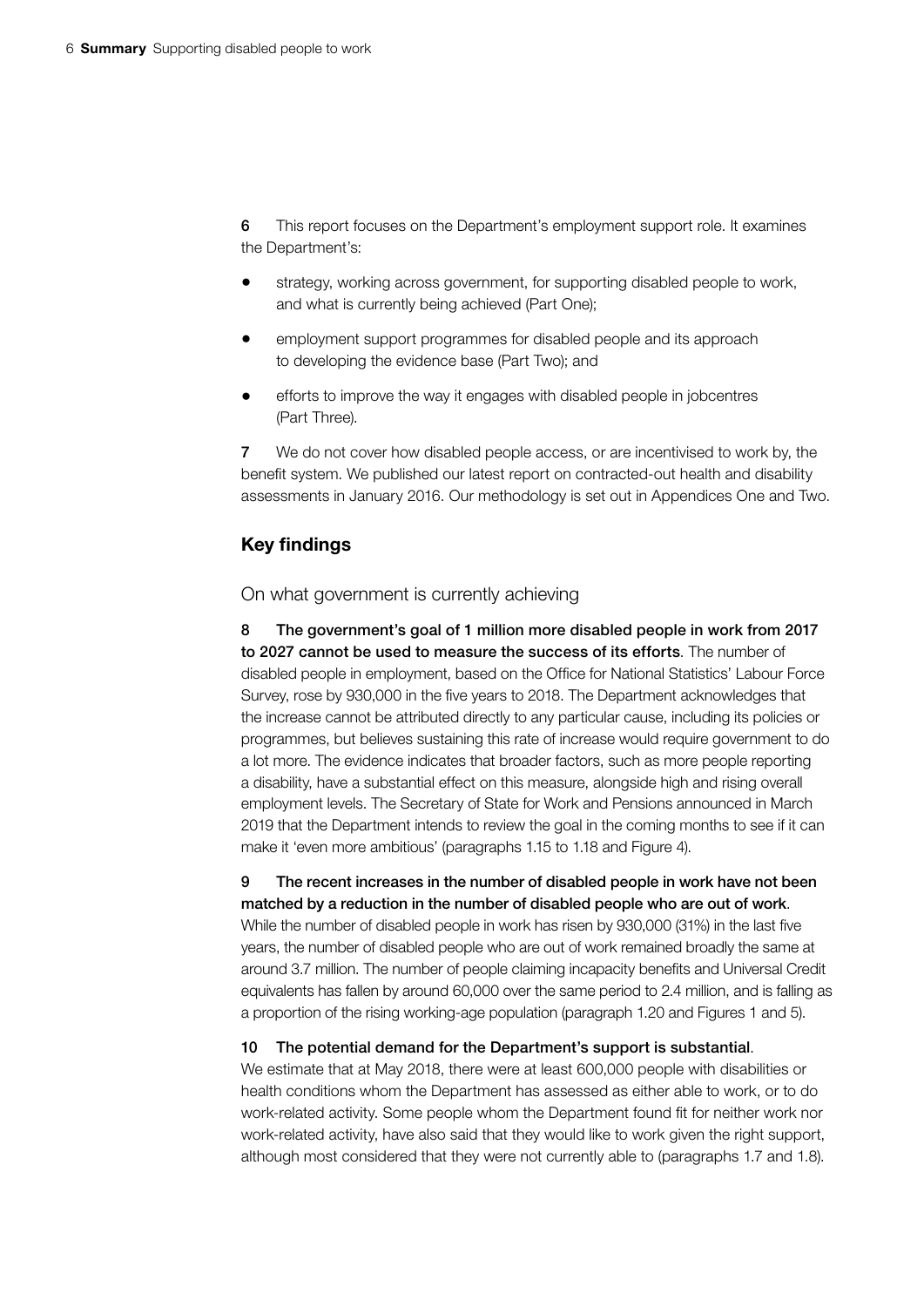6 This report focuses on the Department's employment support role. It examines the Department's:

- strategy, working across government, for supporting disabled people to work, and what is currently being achieved (Part One);
- employment support programmes for disabled people and its approach to developing the evidence base (Part Two); and
- efforts to improve the way it engages with disabled people in jobcentres (Part Three).

7 We do not cover how disabled people access, or are incentivised to work by, the benefit system. We published our latest report on contracted-out health and disability assessments in January 2016. Our methodology is set out in Appendices One and Two.

## Key findings

### On what government is currently achieving

8 **The government's goal of 1 million more disabled people in work from 2017 to 2027 cannot be used to measure the success of its efforts**. The number of disabled people in employment, based on the Office for National Statistics' Labour Force Survey, rose by 930,000 in the five years to 2018. The Department acknowledges that the increase cannot be attributed directly to any particular cause, including its policies or programmes, but believes sustaining this rate of increase would require government to do a lot more. The evidence indicates that broader factors, such as more people reporting a disability, have a substantial effect on this measure, alongside high and rising overall employment levels. The Secretary of State for Work and Pensions announced in March 2019 that the Department intends to review the goal in the coming months to see if it can make it 'even more ambitious' (paragraphs 1.15 to 1.18 and Figure 4).

9 **The recent increases in the number of disabled people in work have not been matched by a reduction in the number of disabled people who are out of work**. While the number of disabled people in work has risen by 930,000 (31%) in the last five years, the number of disabled people who are out of work remained broadly the same at around 3.7 million. The number of people claiming incapacity benefits and Universal Credit equivalents has fallen by around 60,000 over the same period to 2.4 million, and is falling as a proportion of the rising working-age population (paragraph 1.20 and Figures 1 and 5).

10 **The potential demand for the Department's support is substantial**. We estimate that at May 2018, there were at least 600,000 people with disabilities or health conditions whom the Department has assessed as either able to work, or to do work-related activity. Some people whom the Department found fit for neither work nor work-related activity, have also said that they would like to work given the right support, although most considered that they were not currently able to (paragraphs 1.7 and 1.8).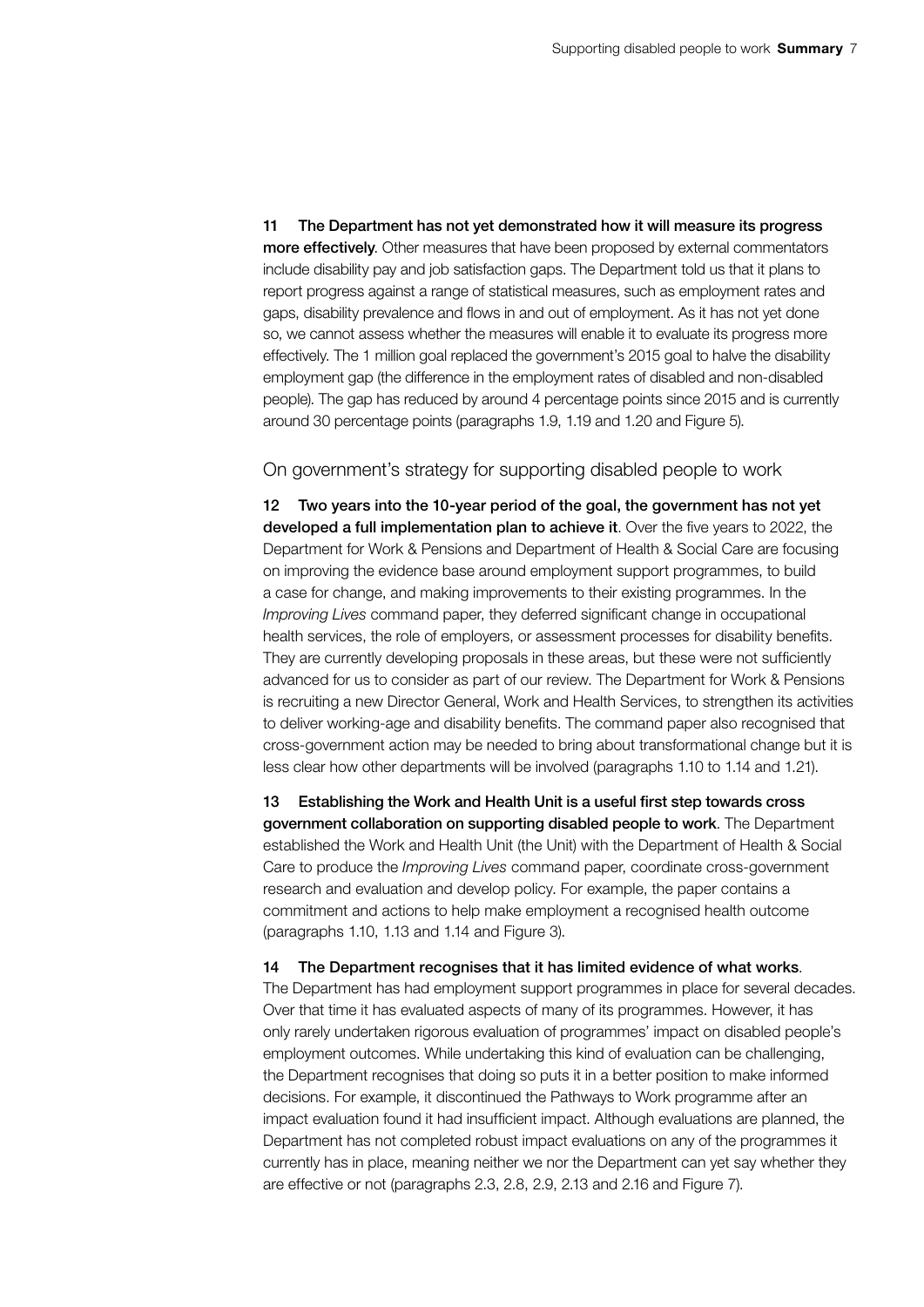**11 The Department has not yet demonstrated how it will measure its progress more effectively**. Other measures that have been proposed by external commentators include disability pay and job satisfaction gaps. The Department told us that it plans to report progress against a range of statistical measures, such as employment rates and gaps, disability prevalence and flows in and out of employment. As it has not yet done so, we cannot assess whether the measures will enable it to evaluate its progress more effectively. The 1 million goal replaced the government's 2015 goal to halve the disability employment gap (the difference in the employment rates of disabled and non-disabled people). The gap has reduced by around 4 percentage points since 2015 and is currently around 30 percentage points (paragraphs 1.9, 1.19 and 1.20 and Figure 5).

## On government's strategy for supporting disabled people to work

**12 Two years into the 10-year period of the goal, the government has not yet developed a full implementation plan to achieve it**. Over the five years to 2022, the Department for Work & Pensions and Department of Health & Social Care are focusing on improving the evidence base around employment support programmes, to build a case for change, and making improvements to their existing programmes. In the *Improving Lives* command paper, they deferred significant change in occupational health services, the role of employers, or assessment processes for disability benefits. They are currently developing proposals in these areas, but these were not sufficiently advanced for us to consider as part of our review. The Department for Work & Pensions is recruiting a new Director General, Work and Health Services, to strengthen its activities to deliver working-age and disability benefits. The command paper also recognised that cross-government action may be needed to bring about transformational change but it is less clear how other departments will be involved (paragraphs 1.10 to 1.14 and 1.21).

**13 Establishing the Work and Health Unit is a useful first step towards cross government collaboration on supporting disabled people to work**. The Department established the Work and Health Unit (the Unit) with the Department of Health & Social Care to produce the *Improving Lives* command paper, coordinate cross-government research and evaluation and develop policy. For example, the paper contains a commitment and actions to help make employment a recognised health outcome (paragraphs 1.10, 1.13 and 1.14 and Figure 3).

**14 The Department recognises that it has limited evidence of what works**. The Department has had employment support programmes in place for several decades. Over that time it has evaluated aspects of many of its programmes. However, it has only rarely undertaken rigorous evaluation of programmes' impact on disabled people's employment outcomes. While undertaking this kind of evaluation can be challenging, the Department recognises that doing so puts it in a better position to make informed decisions. For example, it discontinued the Pathways to Work programme after an impact evaluation found it had insufficient impact. Although evaluations are planned, the Department has not completed robust impact evaluations on any of the programmes it currently has in place, meaning neither we nor the Department can yet say whether they are effective or not (paragraphs 2.3, 2.8, 2.9, 2.13 and 2.16 and Figure 7).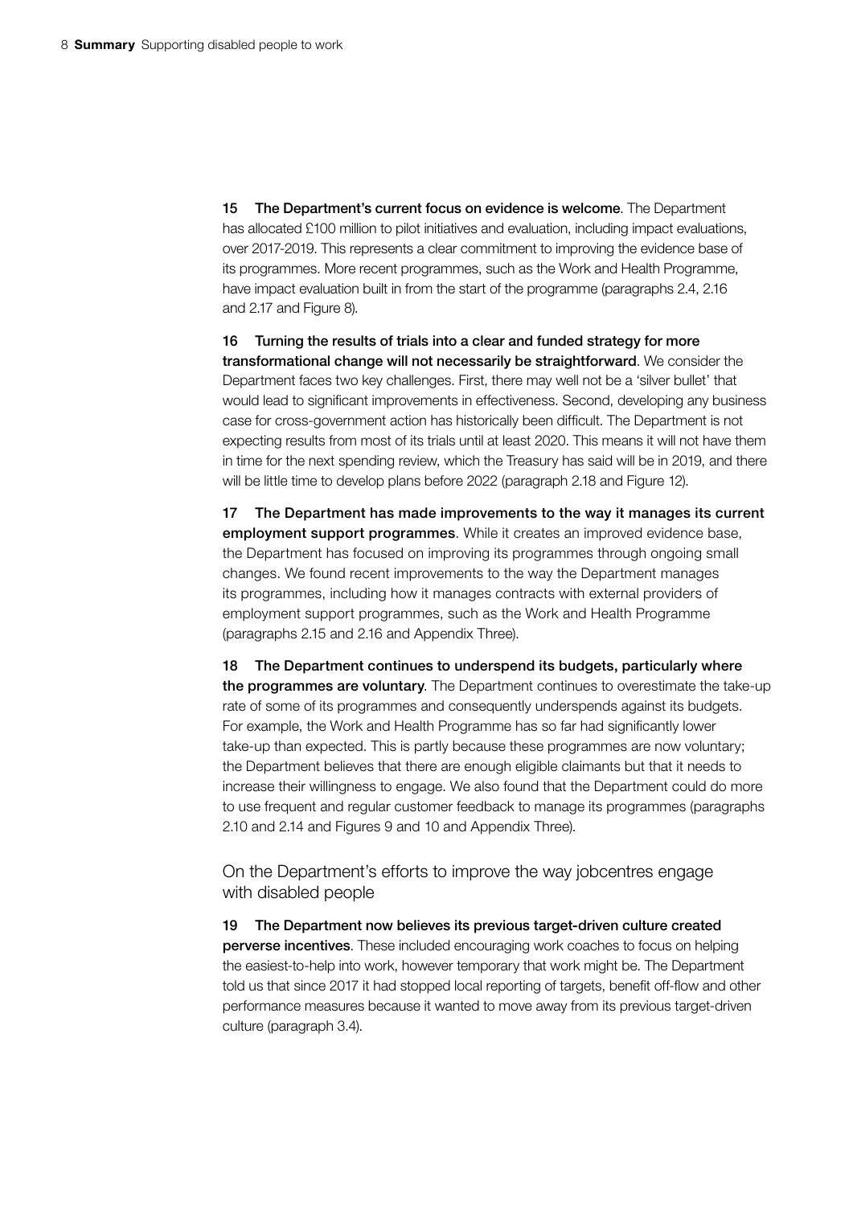**15 The Department's current focus on evidence is welcome**. The Department has allocated £100 million to pilot initiatives and evaluation, including impact evaluations, over 2017-2019. This represents a clear commitment to improving the evidence base of its programmes. More recent programmes, such as the Work and Health Programme, have impact evaluation built in from the start of the programme (paragraphs 2.4, 2.16 and 2.17 and Figure 8).

**16 Turning the results of trials into a clear and funded strategy for more transformational change will not necessarily be straightforward**. We consider the Department faces two key challenges. First, there may well not be a 'silver bullet' that would lead to significant improvements in effectiveness. Second, developing any business case for cross-government action has historically been difficult. The Department is not expecting results from most of its trials until at least 2020. This means it will not have them in time for the next spending review, which the Treasury has said will be in 2019, and there will be little time to develop plans before 2022 (paragraph 2.18 and Figure 12).

**17 The Department has made improvements to the way it manages its current employment support programmes**. While it creates an improved evidence base, the Department has focused on improving its programmes through ongoing small changes. We found recent improvements to the way the Department manages its programmes, including how it manages contracts with external providers of employment support programmes, such as the Work and Health Programme (paragraphs 2.15 and 2.16 and Appendix Three).

**18 The Department continues to underspend its budgets, particularly where the programmes are voluntary**. The Department continues to overestimate the take-up rate of some of its programmes and consequently underspends against its budgets. For example, the Work and Health Programme has so far had significantly lower take-up than expected. This is partly because these programmes are now voluntary; the Department believes that there are enough eligible claimants but that it needs to increase their willingness to engage. We also found that the Department could do more to use frequent and regular customer feedback to manage its programmes (paragraphs 2.10 and 2.14 and Figures 9 and 10 and Appendix Three).

## On the Department's efforts to improve the way jobcentres engage with disabled people

**19 The Department now believes its previous target-driven culture created perverse incentives**. These included encouraging work coaches to focus on helping the easiest-to-help into work, however temporary that work might be. The Department told us that since 2017 it had stopped local reporting of targets, benefit off-flow and other performance measures because it wanted to move away from its previous target-driven culture (paragraph 3.4).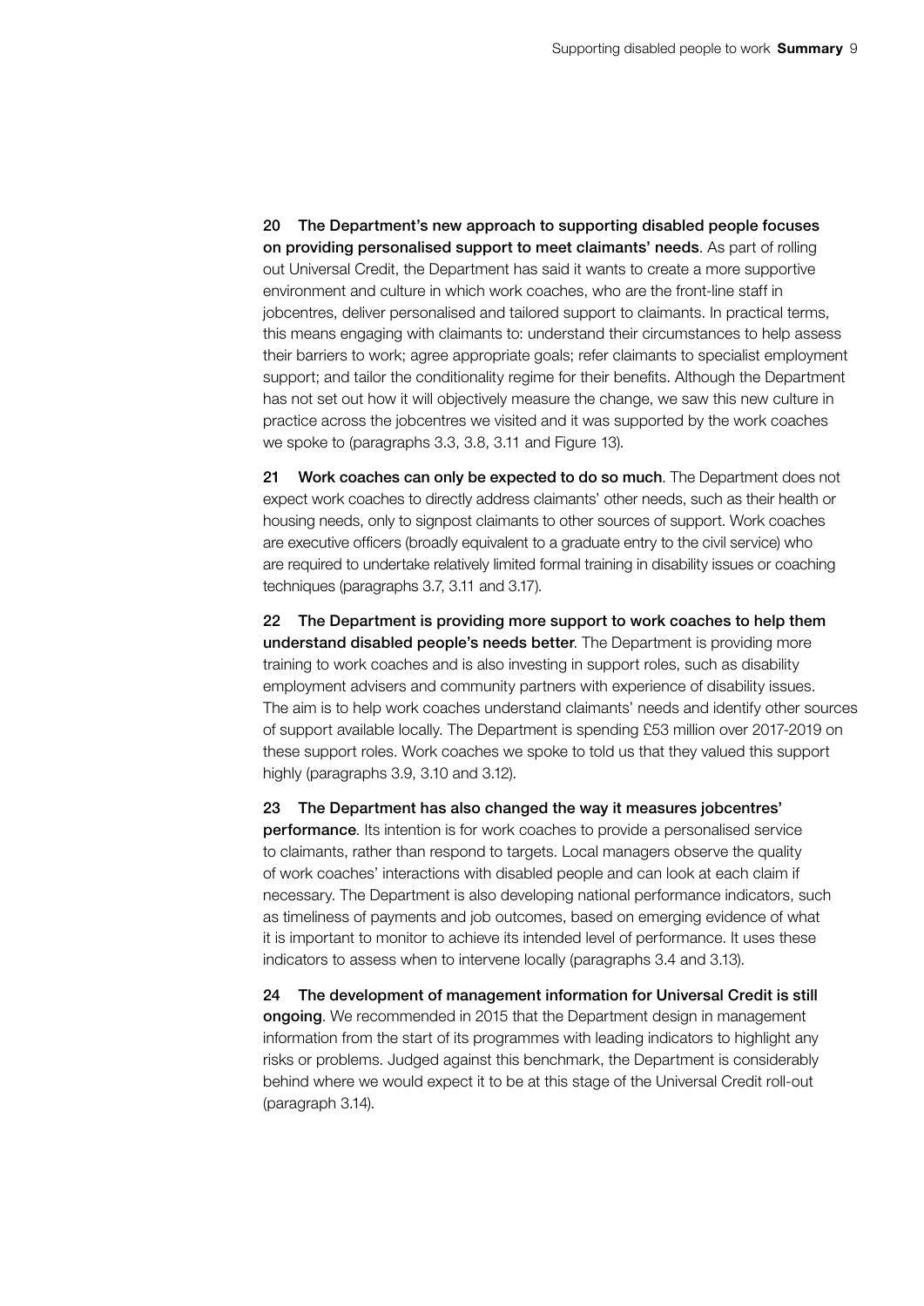20 **The Department's new approach to supporting disabled people focuses on providing personalised support to meet claimants' needs**. As part of rolling out Universal Credit, the Department has said it wants to create a more supportive environment and culture in which work coaches, who are the front-line staff in jobcentres, deliver personalised and tailored support to claimants. In practical terms, this means engaging with claimants to: understand their circumstances to help assess their barriers to work; agree appropriate goals; refer claimants to specialist employment support; and tailor the conditionality regime for their benefits. Although the Department has not set out how it will objectively measure the change, we saw this new culture in practice across the jobcentres we visited and it was supported by the work coaches we spoke to (paragraphs 3.3, 3.8, 3.11 and Figure 13).

21 **Work coaches can only be expected to do so much**. The Department does not expect work coaches to directly address claimants' other needs, such as their health or housing needs, only to signpost claimants to other sources of support. Work coaches are executive officers (broadly equivalent to a graduate entry to the civil service) who are required to undertake relatively limited formal training in disability issues or coaching techniques (paragraphs 3.7, 3.11 and 3.17).

22 **The Department is providing more support to work coaches to help them understand disabled people's needs better**. The Department is providing more training to work coaches and is also investing in support roles, such as disability employment advisers and community partners with experience of disability issues. The aim is to help work coaches understand claimants' needs and identify other sources of support available locally. The Department is spending £53 million over 2017-2019 on these support roles. Work coaches we spoke to told us that they valued this support highly (paragraphs 3.9, 3.10 and 3.12).

23 **The Department has also changed the way it measures jobcentres' performance**. Its intention is for work coaches to provide a personalised service to claimants, rather than respond to targets. Local managers observe the quality of work coaches' interactions with disabled people and can look at each claim if necessary. The Department is also developing national performance indicators, such as timeliness of payments and job outcomes, based on emerging evidence of what it is important to monitor to achieve its intended level of performance. It uses these indicators to assess when to intervene locally (paragraphs 3.4 and 3.13).

24 **The development of management information for Universal Credit is still ongoing**. We recommended in 2015 that the Department design in management information from the start of its programmes with leading indicators to highlight any risks or problems. Judged against this benchmark, the Department is considerably behind where we would expect it to be at this stage of the Universal Credit roll-out (paragraph 3.14).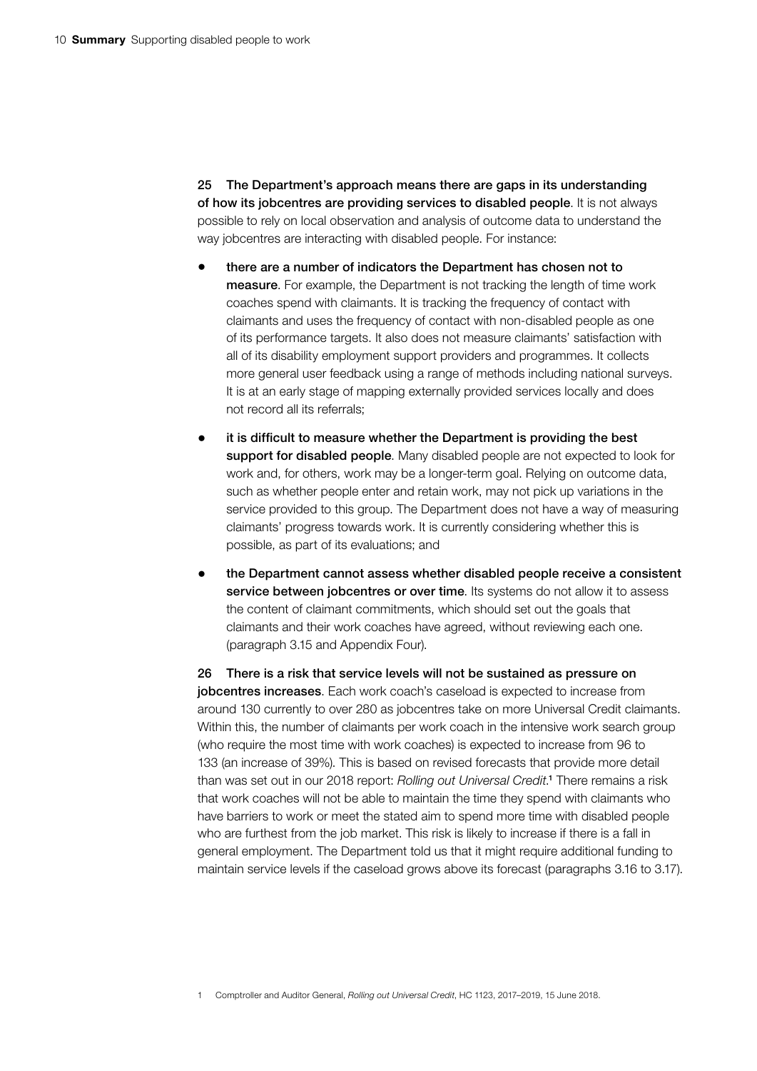**25 The Department's approach means there are gaps in its understanding of how its jobcentres are providing services to disabled people**. It is not always possible to rely on local observation and analysis of outcome data to understand the way jobcentres are interacting with disabled people. For instance:

- **there are a number of indicators the Department has chosen not to measure**. For example, the Department is not tracking the length of time work coaches spend with claimants. It is tracking the frequency of contact with claimants and uses the frequency of contact with non-disabled people as one of its performance targets. It also does not measure claimants' satisfaction with all of its disability employment support providers and programmes. It collects more general user feedback using a range of methods including national surveys. It is at an early stage of mapping externally provided services locally and does not record all its referrals;
- **it is difficult to measure whether the Department is providing the best support for disabled people**. Many disabled people are not expected to look for work and, for others, work may be a longer-term goal. Relying on outcome data, such as whether people enter and retain work, may not pick up variations in the service provided to this group. The Department does not have a way of measuring claimants' progress towards work. It is currently considering whether this is possible, as part of its evaluations; and
- **the Department cannot assess whether disabled people receive a consistent service between jobcentres or over time**. Its systems do not allow it to assess the content of claimant commitments, which should set out the goals that claimants and their work coaches have agreed, without reviewing each one. (paragraph 3.15 and Appendix Four).

**26 There is a risk that service levels will not be sustained as pressure on jobcentres increases**. Each work coach's caseload is expected to increase from around 130 currently to over 280 as jobcentres take on more Universal Credit claimants. Within this, the number of claimants per work coach in the intensive work search group (who require the most time with work coaches) is expected to increase from 96 to 133 (an increase of 39%). This is based on revised forecasts that provide more detail than was set out in our 2018 report: *Rolling out Universal Credit*.[1] There remains a risk that work coaches will not be able to maintain the time they spend with claimants who have barriers to work or meet the stated aim to spend more time with disabled people who are furthest from the job market. This risk is likely to increase if there is a fall in general employment. The Department told us that it might require additional funding to maintain service levels if the caseload grows above its forecast (paragraphs 3.16 to 3.17).

1 Comptroller and Auditor General, *Rolling out Universal Credit*, HC 1123, 2017–2019, 15 June 2018.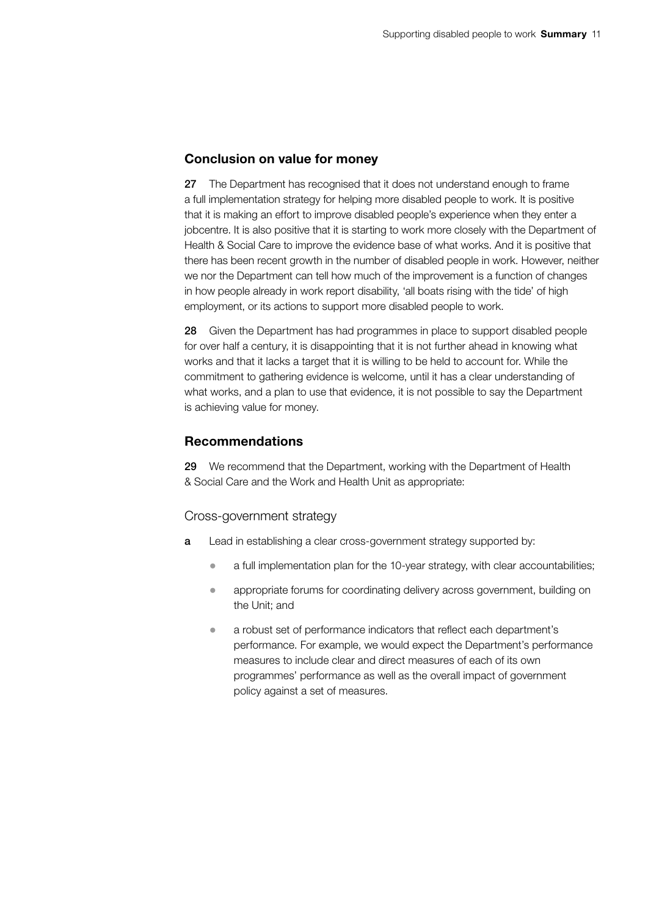## Conclusion on value for money

**27** The Department has recognised that it does not understand enough to frame a full implementation strategy for helping more disabled people to work. It is positive that it is making an effort to improve disabled people's experience when they enter a jobcentre. It is also positive that it is starting to work more closely with the Department of Health & Social Care to improve the evidence base of what works. And it is positive that there has been recent growth in the number of disabled people in work. However, neither we nor the Department can tell how much of the improvement is a function of changes in how people already in work report disability, 'all boats rising with the tide' of high employment, or its actions to support more disabled people to work.

**28** Given the Department has had programmes in place to support disabled people for over half a century, it is disappointing that it is not further ahead in knowing what works and that it lacks a target that it is willing to be held to account for. While the commitment to gathering evidence is welcome, until it has a clear understanding of what works, and a plan to use that evidence, it is not possible to say the Department is achieving value for money.

## Recommendations

**29** We recommend that the Department, working with the Department of Health & Social Care and the Work and Health Unit as appropriate:

### Cross-government strategy

**a** Lead in establishing a clear cross-government strategy supported by:

- a full implementation plan for the 10-year strategy, with clear accountabilities;
- appropriate forums for coordinating delivery across government, building on the Unit; and
- a robust set of performance indicators that reflect each department's performance. For example, we would expect the Department's performance measures to include clear and direct measures of each of its own programmes' performance as well as the overall impact of government policy against a set of measures.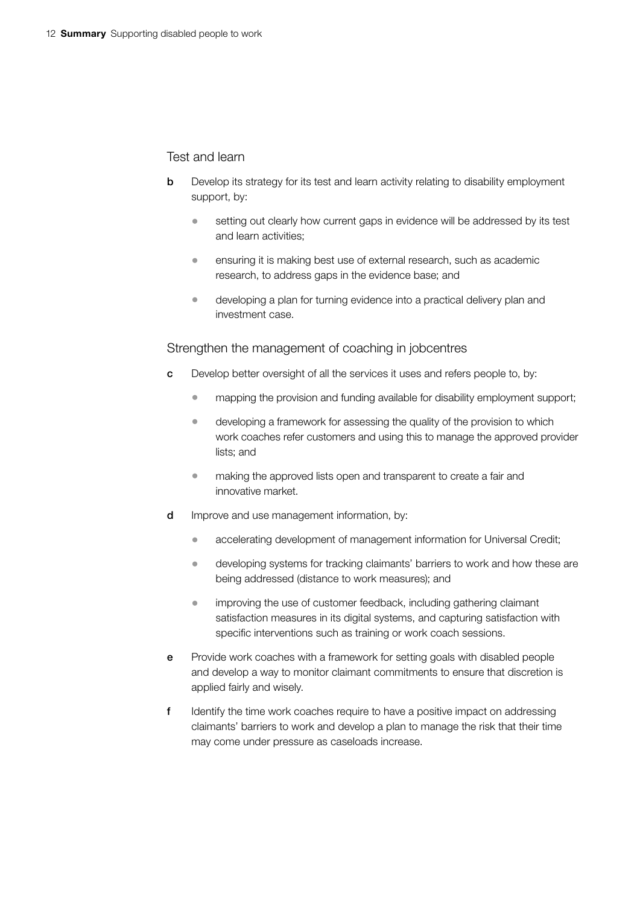### Test and learn

**b** Develop its strategy for its test and learn activity relating to disability employment support, by:

- setting out clearly how current gaps in evidence will be addressed by its test and learn activities;
- ensuring it is making best use of external research, such as academic research, to address gaps in the evidence base; and
- developing a plan for turning evidence into a practical delivery plan and investment case.

### Strengthen the management of coaching in jobcentres

**c** Develop better oversight of all the services it uses and refers people to, by:

- mapping the provision and funding available for disability employment support;
- developing a framework for assessing the quality of the provision to which work coaches refer customers and using this to manage the approved provider lists; and
- making the approved lists open and transparent to create a fair and innovative market.

**d** Improve and use management information, by:

- accelerating development of management information for Universal Credit;
- developing systems for tracking claimants' barriers to work and how these are being addressed (distance to work measures); and
- improving the use of customer feedback, including gathering claimant satisfaction measures in its digital systems, and capturing satisfaction with specific interventions such as training or work coach sessions.

**e** Provide work coaches with a framework for setting goals with disabled people and develop a way to monitor claimant commitments to ensure that discretion is applied fairly and wisely.

**f** Identify the time work coaches require to have a positive impact on addressing claimants' barriers to work and develop a plan to manage the risk that their time may come under pressure as caseloads increase.